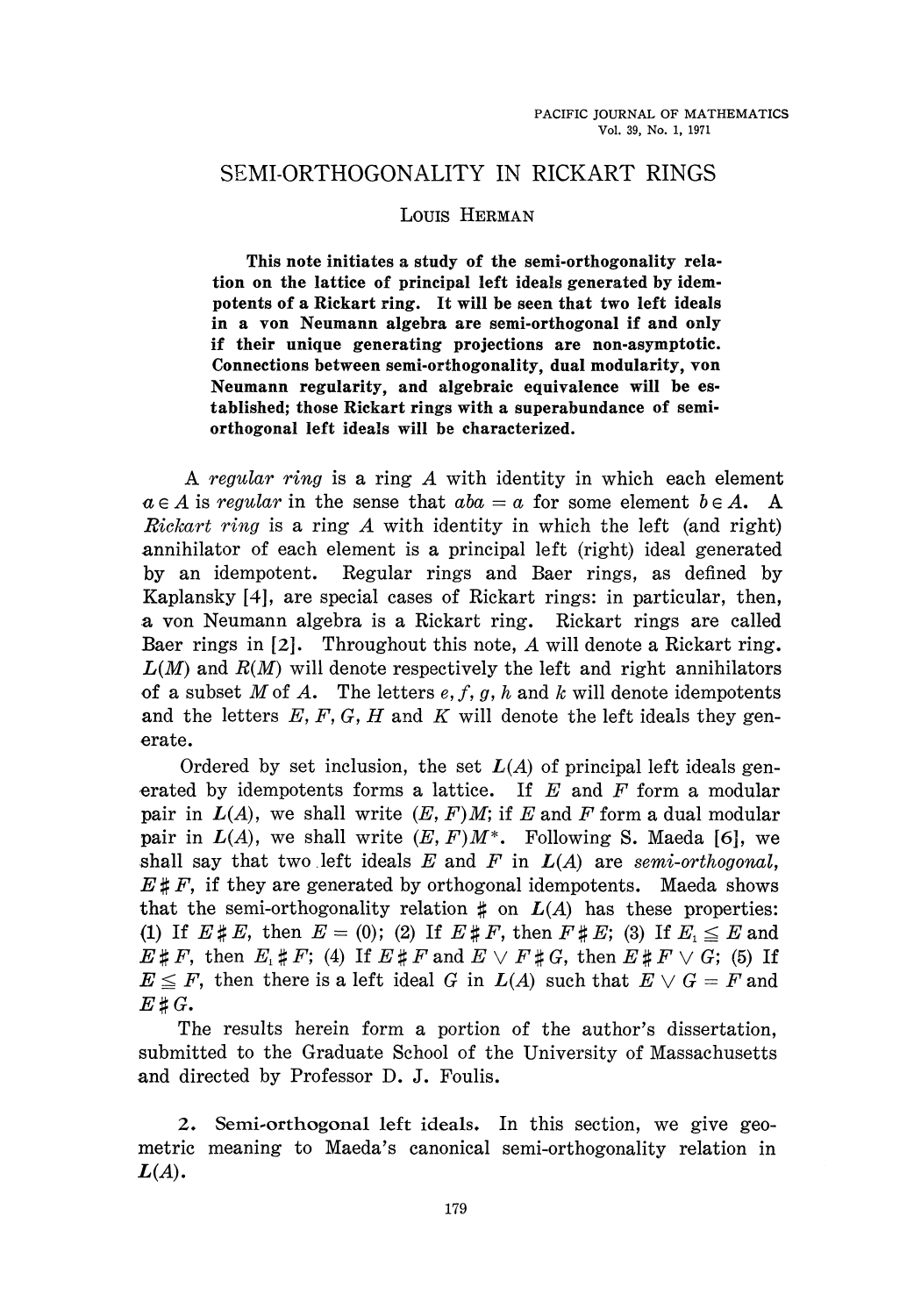# SEMI-ORTHOGONALITY IN RICKART RINGS

LOUIS HERMAN

**This note initiates a study of the semi-orthogonality relation on the lattice of principal left ideals generated by idempotents of a Rickart ring. It will be seen that two left ideals in a von Neumann algebra are semi-orthogonal if and only if their unique generating projections are non-asymptotic. Connections between semi-orthogonality, dual modularity, von Neumann regularity, and algebraic equivalence will be established; those Rickart rings with a superabundance of semi-orthogonal left ideals will be characterized.**

A *regular ring* is a ring $A$ with identity in which each element $a \in A$ is *regular* in the sense that $aba = a$ for some element $b \in A$. A *Rickart ring* is a ring $A$ with identity in which the left (and right) annihilator of each element is a principal left (right) ideal generated by an idempotent. Regular rings and Baer rings, as defined by Kaplansky [4], are special cases of Rickart rings: in particular, then, a von Neumann algebra is a Rickart ring. Rickart rings are called Baer rings in [2]. Throughout this note, $A$ will denote a Rickart ring. $L(M)$ and $R(M)$ will denote respectively the left and right annihilators of a subset $M$ of $A$. The letters $e, f, g, h$ and $k$ will denote idempotents and the letters $E, F, G, H$ and $K$ will denote the left ideals they generate.

Ordered by set inclusion, the set $L(A)$ of principal left ideals generated by idempotents forms a lattice. If $E$ and $F$ form a modular pair in $L(A)$, we shall write $(E, F)M$; if $E$ and $F$ form a dual modular pair in $L(A)$, we shall write $(E, F)M^*$. Following S. Maeda [6], we shall say that two left ideals $E$ and $F$ in $L(A)$ are *semi-orthogonal*, $E \# F$, if they are generated by orthogonal idempotents. Maeda shows that the semi-orthogonality relation $\#$ on $L(A)$ has these properties: (1) If $E \# E$, then $E = (0)$; (2) If $E \# F$, then $F \# E$; (3) If $E_1 \leq E$ and $E \# F$, then $E_1 \# F$; (4) If $E \# F$ and $E \vee F \# G$, then $E \# F \vee G$; (5) If $E \leq F$, then there is a left ideal $G$ in $L(A)$ such that $E \vee G = F$ and $E \# G$.

The results herein form a portion of the author's dissertation, submitted to the Graduate School of the University of Massachusetts and directed by Professor D. J. Foulis.

## 2. Semi-orthogonal left ideals.

In this section, we give geometric meaning to Maeda's canonical semi-orthogonality relation in $L(A)$.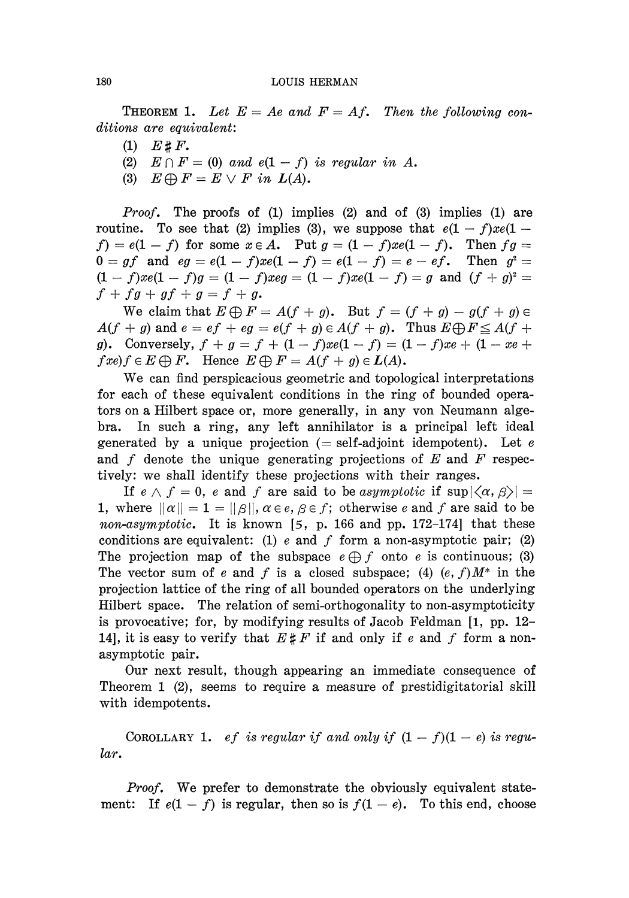**Theorem 1.** *Let $E = Ae$ and $F = Af$. Then the following conditions are equivalent*:

(1) $E \sharp F$.

(2) $E \cap F = (0)$ *and* $e(1-f)$ *is regular in* $A$.

(3) $E \oplus F = E \vee F$ *in* $L(A)$.

*Proof.* The proofs of (1) implies (2) and of (3) implies (1) are routine. To see that (2) implies (3), we suppose that $e(1-f)xe(1-f) = e(1-f)$ for some $x \in A$. Put $g = (1-f)xe(1-f)$. Then $fg = 0 = gf$ and $eg = e(1-f)xe(1-f) = e(1-f) = e - ef$. Then $g^2 = (1-f)xe(1-f)g = (1-f)xeg = (1-f)xe(1-f) = g$ and $(f+g)^2 = f + fg + gf + g = f + g$.

We claim that $E \oplus F = A(f+g)$. But $f = (f+g) - g(f+g) \in A(f+g)$ and $e = ef + eg = e(f+g) \in A(f+g)$. Thus $E \oplus F \leqq A(f+g)$. Conversely, $f + g = f + (1-f)xe(1-f) = (1-f)xe + (1 - xe + fxe)f \in E \oplus F$. Hence $E \oplus F = A(f+g) \in L(A)$.

We can find perspicacious geometric and topological interpretations for each of these equivalent conditions in the ring of bounded operators on a Hilbert space or, more generally, in any von Neumann algebra. In such a ring, any left annihilator is a principal left ideal generated by a unique projection (= self-adjoint idempotent). Let $e$ and $f$ denote the unique generating projections of $E$ and $F$ respectively: we shall identify these projections with their ranges.

If $e \wedge f = 0$, $e$ and $f$ are said to be *asymptotic* if $\sup|\langle \alpha, \beta \rangle| = 1$, where $\|\alpha\| = 1 = \|\beta\|$, $\alpha \in e$, $\beta \in f$; otherwise $e$ and $f$ are said to be *non-asymptotic*. It is known [5, p. 166 and pp. 172–174] that these conditions are equivalent: (1) $e$ and $f$ form a non-asymptotic pair; (2) The projection map of the subspace $e \oplus f$ onto $e$ is continuous; (3) The vector sum of $e$ and $f$ is a closed subspace; (4) $(e, f)M^*$ in the projection lattice of the ring of all bounded operators on the underlying Hilbert space. The relation of semi-orthogonality to non-asymptoticity is provocative; for, by modifying results of Jacob Feldman [1, pp. 12–14], it is easy to verify that $E \sharp F$ if and only if $e$ and $f$ form a non-asymptotic pair.

Our next result, though appearing an immediate consequence of Theorem 1 (2), seems to require a measure of prestidigitatorial skill with idempotents.

**Corollary 1.** $ef$ *is regular if and only if* $(1-f)(1-e)$ *is regular.*

*Proof.* We prefer to demonstrate the obviously equivalent statement: If $e(1-f)$ is regular, then so is $f(1-e)$. To this end, choose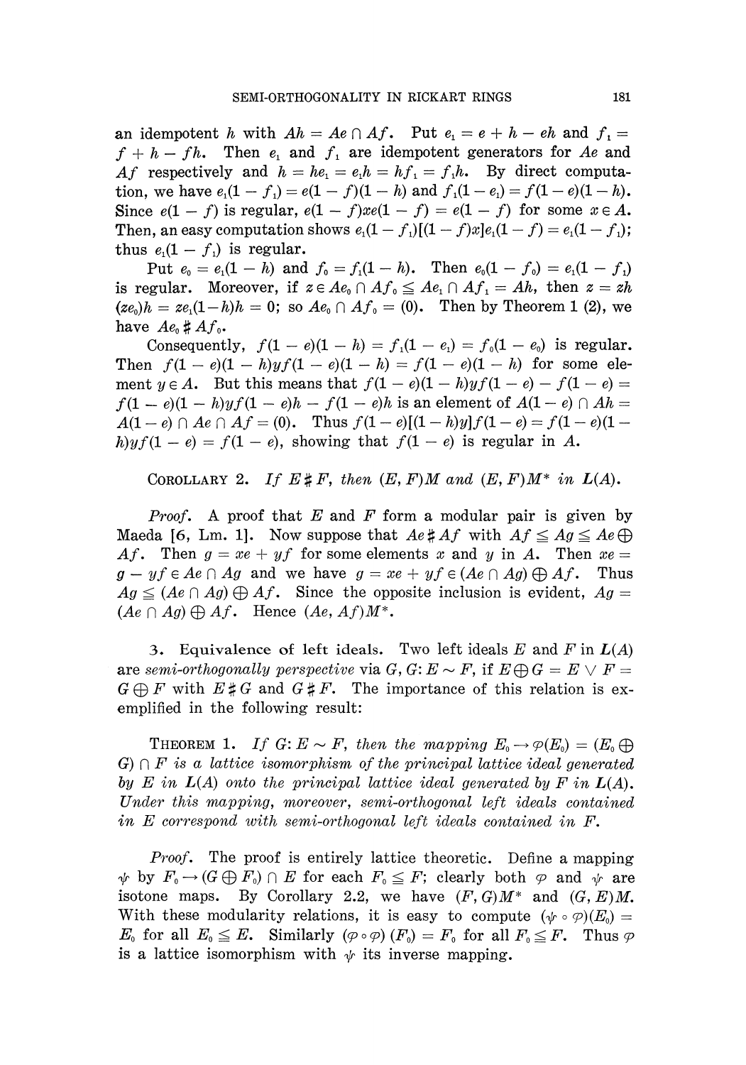an idempotent $h$ with $Ah = Ae \cap Af$. Put $e_1 = e + h - eh$ and $f_1 = f + h - fh$. Then $e_1$ and $f_1$ are idempotent generators for $Ae$ and $Af$ respectively and $h = he_1 = e_1h = hf_1 = f_1h$. By direct computation, we have $e_1(1 - f_1) = e(1 - f)(1 - h)$ and $f_1(1 - e_1) = f(1 - e)(1 - h)$. Since $e(1 - f)$ is regular, $e(1 - f)xe(1 - f) = e(1 - f)$ for some $x \in A$. Then, an easy computation shows $e_1(1 - f_1)[(1 - f)x]e_1(1 - f) = e_1(1 - f_1)$; thus $e_1(1 - f_1)$ is regular.

Put $e_0 = e_1(1 - h)$ and $f_0 = f_1(1 - h)$. Then $e_0(1 - f_0) = e_1(1 - f_1)$ is regular. Moreover, if $z \in Ae_0 \cap Af_0 \leqq Ae_1 \cap Af_1 = Ah$, then $z = zh$ $(ze_0)h = ze_1(1-h)h = 0$; so $Ae_0 \cap Af_0 = (0)$. Then by Theorem 1 (2), we have $Ae_0 \# Af_0$.

Consequently, $f(1 - e)(1 - h) = f_1(1 - e_1) = f_0(1 - e_0)$ is regular. Then $f(1 - e)(1 - h)yf(1 - e)(1 - h) = f(1 - e)(1 - h)$ for some element $y \in A$. But this means that $f(1 - e)(1 - h)yf(1 - e) - f(1 - e) = f(1 - e)(1 - h)yf(1 - e)h - f(1 - e)h$ is an element of $A(1 - e) \cap Ah = A(1 - e) \cap Ae \cap Af = (0)$. Thus $f(1 - e)[(1 - h)y]f(1 - e) = f(1 - e)(1 - h)yf(1 - e) = f(1 - e)$, showing that $f(1 - e)$ is regular in $A$.

COROLLARY 2. *If $E \# F$, then $(E, F)M$ and $(E, F)M^*$ in $L(A)$.*

*Proof.* A proof that $E$ and $F$ form a modular pair is given by Maeda [6, Lm. 1]. Now suppose that $Ae \# Af$ with $Af \leqq Ag \leqq Ae \oplus Af$. Then $g = xe + yf$ for some elements $x$ and $y$ in $A$. Then $xe = g - yf \in Ae \cap Ag$ and we have $g = xe + yf \in (Ae \cap Ag) \oplus Af$. Thus $Ag \leqq (Ae \cap Ag) \oplus Af$. Since the opposite inclusion is evident, $Ag = (Ae \cap Ag) \oplus Af$. Hence $(Ae, Af)M^*$.

3. **Equivalence of left ideals.** Two left ideals $E$ and $F$ in $L(A)$ are *semi-orthogonally perspective* via $G$, $G: E \sim F$, if $E \oplus G = E \vee F = G \oplus F$ with $E \# G$ and $G \# F$. The importance of this relation is exemplified in the following result:

THEOREM 1. *If $G: E \sim F$, then the mapping $E_0 \rightarrow \varphi(E_0) = (E_0 \oplus G) \cap F$ is a lattice isomorphism of the principal lattice ideal generated by $E$ in $L(A)$ onto the principal lattice ideal generated by $F$ in $L(A)$. Under this mapping, moreover, semi-orthogonal left ideals contained in $E$ correspond with semi-orthogonal left ideals contained in $F$.*

*Proof.* The proof is entirely lattice theoretic. Define a mapping $\psi$ by $F_0 \rightarrow (G \oplus F_0) \cap E$ for each $F_0 \leqq F$; clearly both $\varphi$ and $\psi$ are isotone maps. By Corollary 2.2, we have $(F, G)M^*$ and $(G, E)M$. With these modularity relations, it is easy to compute $(\psi \circ \varphi)(E_0) = E_0$ for all $E_0 \leqq E$. Similarly $(\varphi \circ \varphi)(F_0) = F_0$ for all $F_0 \leqq F$. Thus $\varphi$ is a lattice isomorphism with $\psi$ its inverse mapping.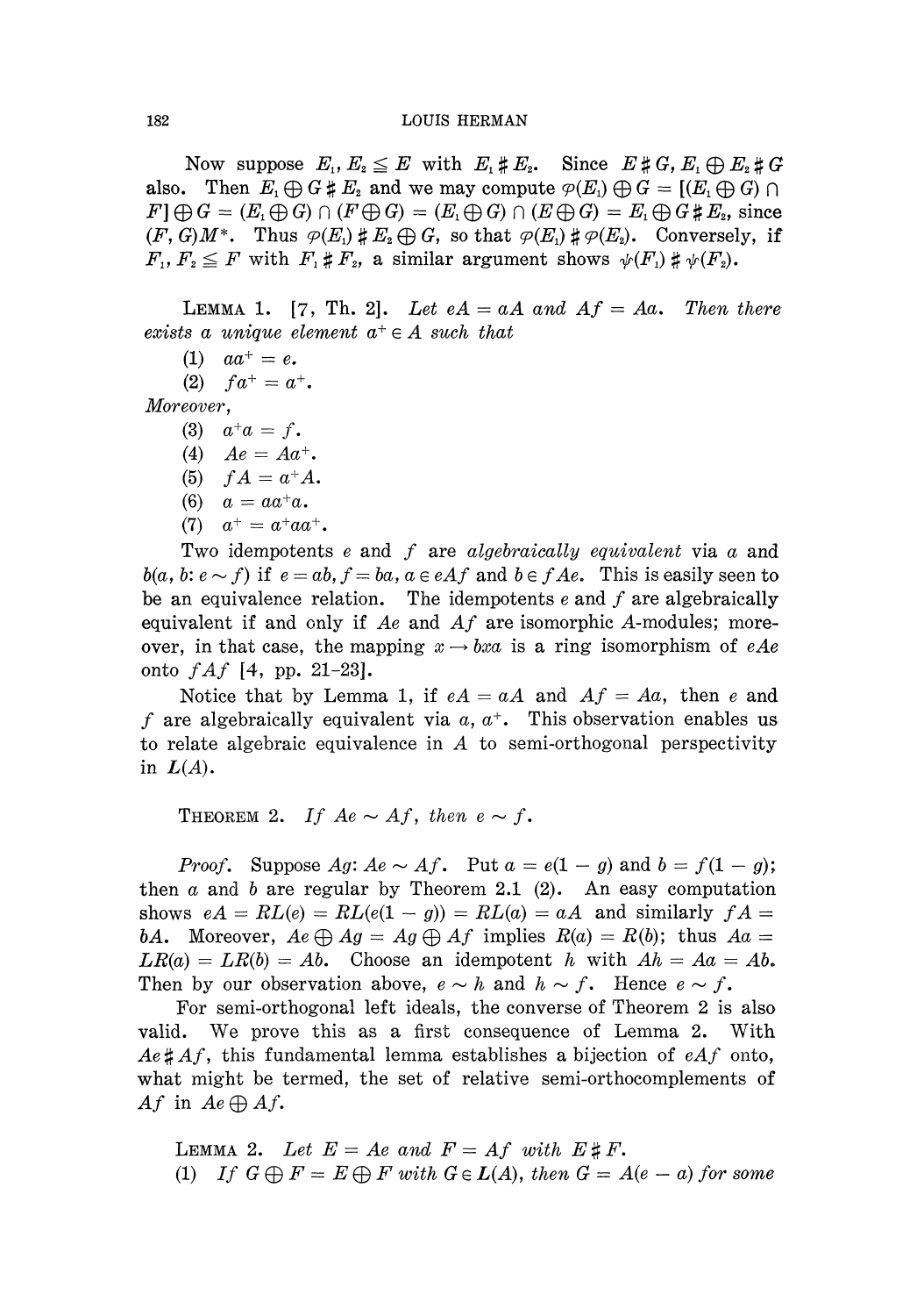Now suppose $E_1, E_2 \leqq E$ with $E_1 \# E_2$. Since $E \# G$, $E_1 \oplus E_2 \# G$ also. Then $E_1 \oplus G \# E_2$ and we may compute $\varphi(E_1) \oplus G = [(E_1 \oplus G) \cap F] \oplus G = (E_1 \oplus G) \cap (F \oplus G) = (E_1 \oplus G) \cap (E \oplus G) = E_1 \oplus G \# E_2$, since $(F, G)M^*$. Thus $\varphi(E_1) \# E_2 \oplus G$, so that $\varphi(E_1) \# \varphi(E_2)$. Conversely, if $F_1, F_2 \leqq F$ with $F_1 \# F_2$, a similar argument shows $\psi(F_1) \# \psi(F_2)$.

LEMMA 1. [7, Th. 2]. *Let $eA = aA$ and $Af = Aa$. Then there exists a unique element $a^+ \in A$ such that*

(1) $aa^+ = e$.

(2) $fa^+ = a^+$.

*Moreover,*

(3) $a^+a = f$.

(4) $Ae = Aa^+$.

(5) $fA = a^+A$.

(6) $a = aa^+a$.

(7) $a^+ = a^+aa^+$.

Two idempotents $e$ and $f$ are *algebraically equivalent* via $a$ and $b(a, b: e \sim f)$ if $e = ab, f = ba, a \in eAf$ and $b \in fAe$. This is easily seen to be an equivalence relation. The idempotents $e$ and $f$ are algebraically equivalent if and only if $Ae$ and $Af$ are isomorphic $A$-modules; moreover, in that case, the mapping $x \to bxa$ is a ring isomorphism of $eAe$ onto $fAf$ [4, pp. 21-23].

Notice that by Lemma 1, if $eA = aA$ and $Af = Aa$, then $e$ and $f$ are algebraically equivalent via $a$, $a^+$. This observation enables us to relate algebraic equivalence in $A$ to semi-orthogonal perspectivity in $L(A)$.

THEOREM 2. *If $Ae \sim Af$, then $e \sim f$.*

*Proof.* Suppose $Ag: Ae \sim Af$. Put $a = e(1 - g)$ and $b = f(1 - g)$; then $a$ and $b$ are regular by Theorem 2.1 (2). An easy computation shows $eA = RL(e) = RL(e(1 - g)) = RL(a) = aA$ and similarly $fA = bA$. Moreover, $Ae \oplus Ag = Ag \oplus Af$ implies $R(a) = R(b)$; thus $Aa = LR(a) = LR(b) = Ab$. Choose an idempotent $h$ with $Ah = Aa = Ab$. Then by our observation above, $e \sim h$ and $h \sim f$. Hence $e \sim f$.

For semi-orthogonal left ideals, the converse of Theorem 2 is also valid. We prove this as a first consequence of Lemma 2. With $Ae \# Af$, this fundamental lemma establishes a bijection of $eAf$ onto, what might be termed, the set of relative semi-orthocomplements of $Af$ in $Ae \oplus Af$.

LEMMA 2. *Let $E = Ae$ and $F = Af$ with $E \# F$.*

(1) *If $G \oplus F = E \oplus F$ with $G \in L(A)$, then $G = A(e - a)$ for some*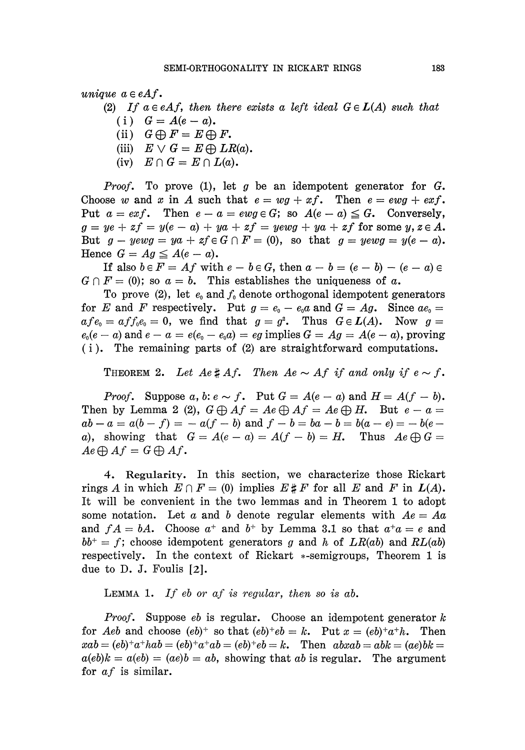*unique* $a \in eAf$.

(2) *If* $a \in eAf$, *then there exists a left ideal* $G \in L(A)$ *such that*

(i) $G = A(e - a)$.

(ii) $G \oplus F = E \oplus F$.

(iii) $E \vee G = E \oplus LR(a)$.

(iv) $E \cap G = E \cap L(a)$.

*Proof.* To prove (1), let $g$ be an idempotent generator for $G$. Choose $w$ and $x$ in $A$ such that $e = wg + xf$. Then $e = ewg + exf$. Put $a = exf$. Then $e - a = ewg \in G$; so $A(e - a) \leqq G$. Conversely, $g = ye + zf = y(e - a) + ya + zf = yewg + ya + zf$ for some $y, z \in A$. But $g - yewg = ya + zf \in G \cap F = (0)$, so that $g = yewg = y(e - a)$. Hence $G = Ag \leqq A(e - a)$.

If also $b \in F = Af$ with $e - b \in G$, then $a - b = (e - b) - (e - a) \in G \cap F = (0)$; so $a = b$. This establishes the uniqueness of $a$.

To prove (2), let $e_0$ and $f_0$ denote orthogonal idempotent generators for $E$ and $F$ respectively. Put $g = e_0 - e_0 a$ and $G = Ag$. Since $ae_0 = afe_0 = aff_0e_0 = 0$, we find that $g = g^2$. Thus $G \in L(A)$. Now $g = e_0(e - a)$ and $e - a = e(e_0 - e_0 a) = eg$ implies $G = Ag = A(e - a)$, proving (i). The remaining parts of (2) are straightforward computations.

THEOREM 2. *Let* $Ae \# Af$. *Then* $Ae \sim Af$ *if and only if* $e \sim f$.

*Proof.* Suppose $a, b \colon e \sim f$. Put $G = A(e - a)$ and $H = A(f - b)$. Then by Lemma 2 (2), $G \oplus Af = Ae \oplus Af = Ae \oplus H$. But $e - a = ab - a = a(b - f) = -a(f - b)$ and $f - b = ba - b = b(a - e) = -b(e - a)$, showing that $G = A(e - a) = A(f - b) = H$. Thus $Ae \oplus G = Ae \oplus Af = G \oplus Af$.

4. **Regularity.** In this section, we characterize those Rickart rings $A$ in which $E \cap F = (0)$ implies $E \# F$ for all $E$ and $F$ in $L(A)$. It will be convenient in the two lemmas and in Theorem 1 to adopt some notation. Let $a$ and $b$ denote regular elements with $Ae = Aa$ and $fA = bA$. Choose $a^+$ and $b^+$ by Lemma 3.1 so that $a^+a = e$ and $bb^+ = f$; choose idempotent generators $g$ and $h$ of $LR(ab)$ and $RL(ab)$ respectively. In the context of Rickart $*$-semigroups, Theorem 1 is due to D. J. Foulis [2].

LEMMA 1. *If* $eb$ *or* $af$ *is regular, then so is* $ab$.

*Proof.* Suppose $eb$ is regular. Choose an idempotent generator $k$ for $Aeb$ and choose $(eb)^+$ so that $(eb)^+eb = k$. Put $x = (eb)^+a^+h$. Then $xab = (eb)^+a^+hab = (eb)^+a^+ab = (eb)^+eb = k$. Then $abxab = abk = (ae)bk = a(eb)k = a(eb) = (ae)b = ab$, showing that $ab$ is regular. The argument for $af$ is similar.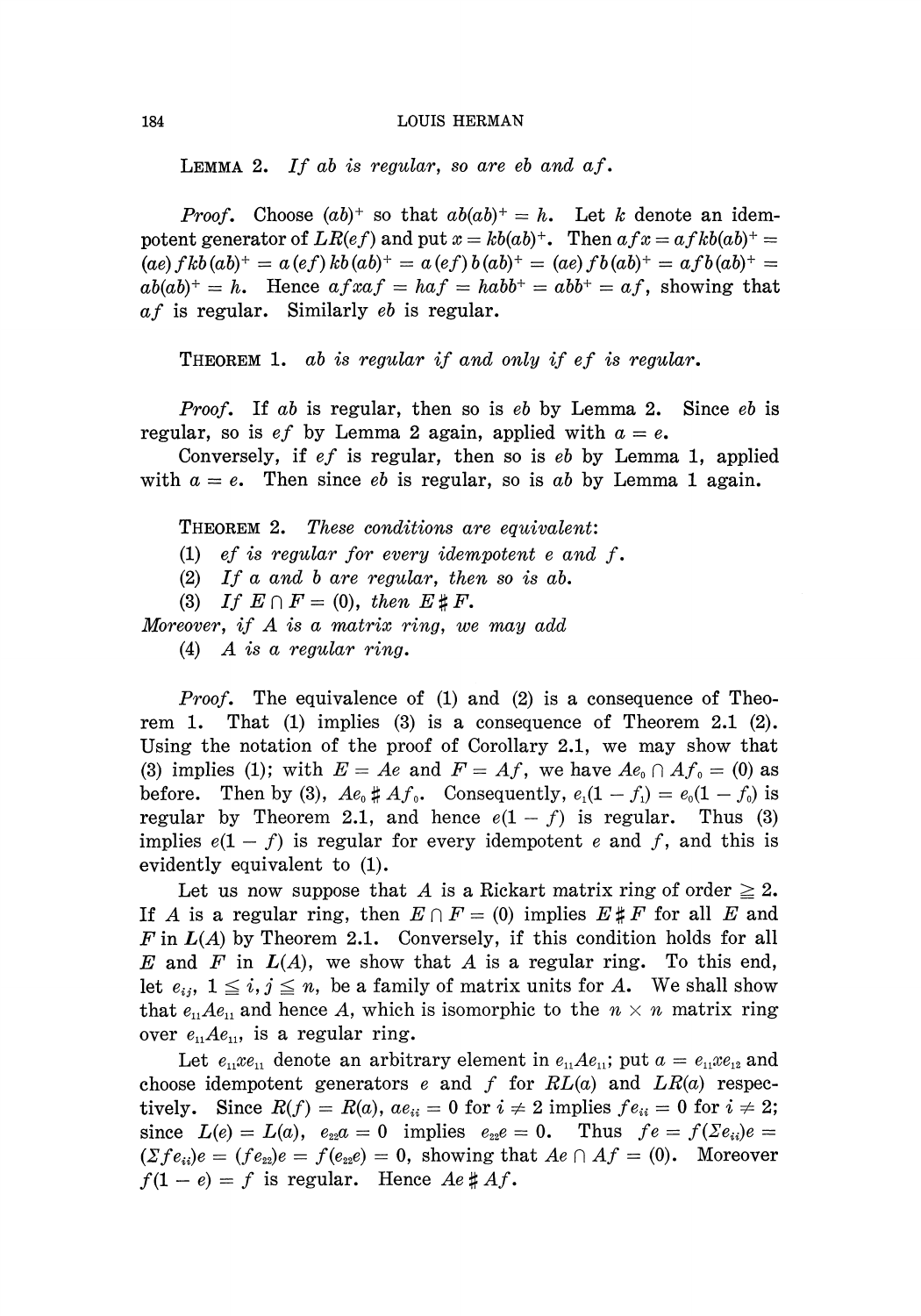LEMMA 2. *If $ab$ is regular, so are $eb$ and $af$.*

*Proof.* Choose $(ab)^+$ so that $ab(ab)^+ = h$. Let $k$ denote an idempotent generator of $LR(ef)$ and put $x = kb(ab)^+$. Then $afx = afkb(ab)^+ = (ae)fkb(ab)^+ = a(ef)kb(ab)^+ = a(ef)b(ab)^+ = (ae)fb(ab)^+ = afb(ab)^+ = ab(ab)^+ = h$. Hence $afxaf = haf = habb^+ = abb^+ = af$, showing that $af$ is regular. Similarly $eb$ is regular.

THEOREM 1. *$ab$ is regular if and only if $ef$ is regular.*

*Proof.* If $ab$ is regular, then so is $eb$ by Lemma 2. Since $eb$ is regular, so is $ef$ by Lemma 2 again, applied with $a = e$.

Conversely, if $ef$ is regular, then so is $eb$ by Lemma 1, applied with $a = e$. Then since $eb$ is regular, so is $ab$ by Lemma 1 again.

THEOREM 2. *These conditions are equivalent:*

(1) *$ef$ is regular for every idempotent $e$ and $f$.*

(2) *If $a$ and $b$ are regular, then so is $ab$.*

(3) *If $E \cap F = (0)$, then $E \# F$.*

*Moreover, if $A$ is a matrix ring, we may add*

(4) *$A$ is a regular ring.*

*Proof.* The equivalence of (1) and (2) is a consequence of Theorem 1. That (1) implies (3) is a consequence of Theorem 2.1 (2). Using the notation of the proof of Corollary 2.1, we may show that (3) implies (1); with $E = Ae$ and $F = Af$, we have $Ae_0 \cap Af_0 = (0)$ as before. Then by (3), $Ae_0 \# Af_0$. Consequently, $e_1(1 - f_1) = e_0(1 - f_0)$ is regular by Theorem 2.1, and hence $e(1 - f)$ is regular. Thus (3) implies $e(1 - f)$ is regular for every idempotent $e$ and $f$, and this is evidently equivalent to (1).

Let us now suppose that $A$ is a Rickart matrix ring of order $\geqq 2$. If $A$ is a regular ring, then $E \cap F = (0)$ implies $E \# F$ for all $E$ and $F$ in $L(A)$ by Theorem 2.1. Conversely, if this condition holds for all $E$ and $F$ in $L(A)$, we show that $A$ is a regular ring. To this end, let $e_{ij}$, $1 \leqq i, j \leqq n$, be a family of matrix units for $A$. We shall show that $e_{11}Ae_{11}$ and hence $A$, which is isomorphic to the $n \times n$ matrix ring over $e_{11}Ae_{11}$, is a regular ring.

Let $e_{11}xe_{11}$ denote an arbitrary element in $e_{11}Ae_{11}$; put $a = e_{11}xe_{12}$ and choose idempotent generators $e$ and $f$ for $RL(a)$ and $LR(a)$ respectively. Since $R(f) = R(a)$, $ae_{ii} = 0$ for $i \neq 2$ implies $fe_{ii} = 0$ for $i \neq 2$; since $L(e) = L(a)$, $e_{22}a = 0$ implies $e_{22}e = 0$. Thus $fe = f(\Sigma e_{ii})e = (\Sigma fe_{ii})e = (fe_{22})e = f(e_{22}e) = 0$, showing that $Ae \cap Af = (0)$. Moreover $f(1 - e) = f$ is regular. Hence $Ae \# Af$.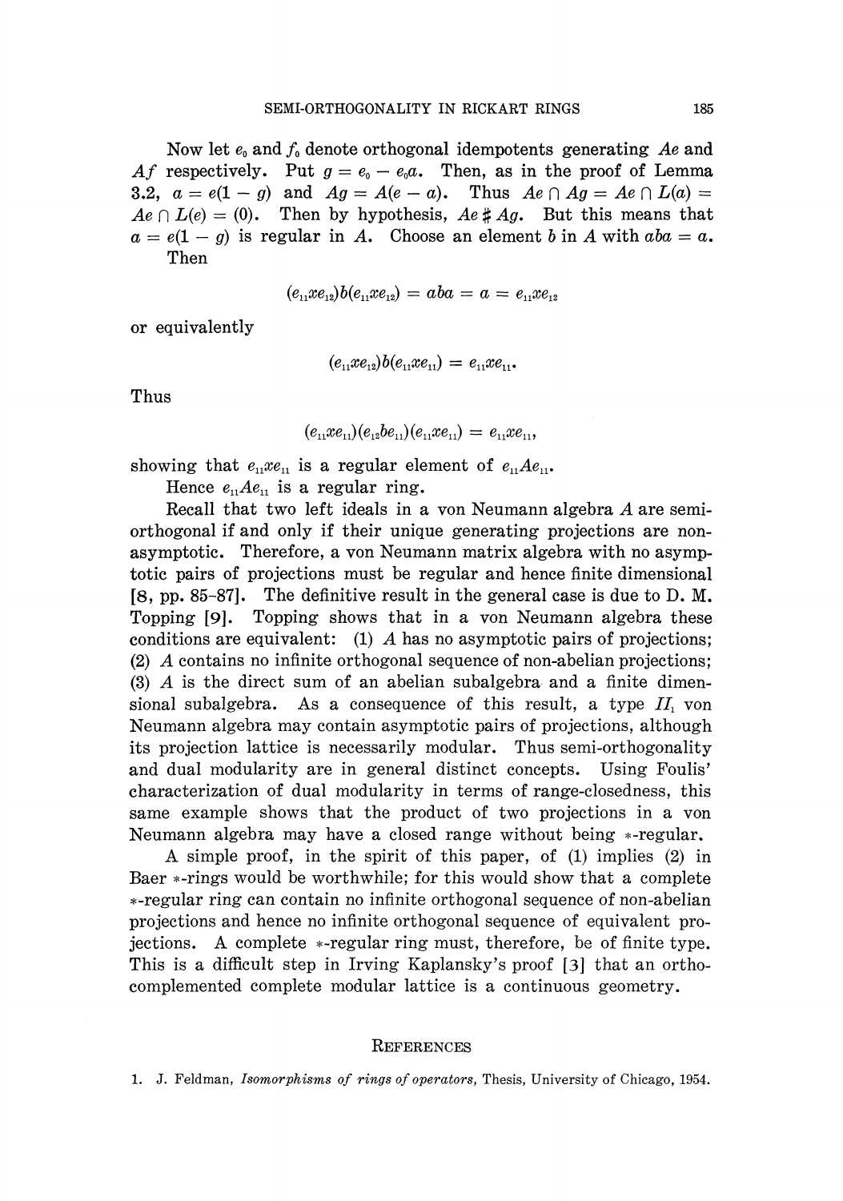Now let $e_0$ and $f_0$ denote orthogonal idempotents generating $Ae$ and $Af$ respectively. Put $g = e_0 - e_0a$. Then, as in the proof of Lemma 3.2, $a = e(1 - g)$ and $Ag = A(e - a)$. Thus $Ae \cap Ag = Ae \cap L(a) = Ae \cap L(e) = (0)$. Then by hypothesis, $Ae \# Ag$. But this means that $a = e(1 - g)$ is regular in $A$. Choose an element $b$ in $A$ with $aba = a$. Then

$$(e_{11}xe_{12})b(e_{11}xe_{12}) = aba = a = e_{11}xe_{12}$$

or equivalently

$$(e_{11}xe_{12})b(e_{11}xe_{11}) = e_{11}xe_{11}.$$

Thus

$$(e_{11}xe_{11})(e_{12}be_{11})(e_{11}xe_{11}) = e_{11}xe_{11},$$

showing that $e_{11}xe_{11}$ is a regular element of $e_{11}Ae_{11}$.

Hence $e_{11}Ae_{11}$ is a regular ring.

Recall that two left ideals in a von Neumann algebra $A$ are semi-orthogonal if and only if their unique generating projections are non-asymptotic. Therefore, a von Neumann matrix algebra with no asymptotic pairs of projections must be regular and hence finite dimensional [8, pp. 85-87]. The definitive result in the general case is due to D. M. Topping [9]. Topping shows that in a von Neumann algebra these conditions are equivalent: (1) $A$ has no asymptotic pairs of projections; (2) $A$ contains no infinite orthogonal sequence of non-abelian projections; (3) $A$ is the direct sum of an abelian subalgebra and a finite dimensional subalgebra. As a consequence of this result, a type $II_1$ von Neumann algebra may contain asymptotic pairs of projections, although its projection lattice is necessarily modular. Thus semi-orthogonality and dual modularity are in general distinct concepts. Using Foulis' characterization of dual modularity in terms of range-closedness, this same example shows that the product of two projections in a von Neumann algebra may have a closed range without being $*$-regular.

A simple proof, in the spirit of this paper, of (1) implies (2) in Baer $*$-rings would be worthwhile; for this would show that a complete $*$-regular ring can contain no infinite orthogonal sequence of non-abelian projections and hence no infinite orthogonal sequence of equivalent projections. A complete $*$-regular ring must, therefore, be of finite type. This is a difficult step in Irving Kaplansky's proof [3] that an orthocomplemented complete modular lattice is a continuous geometry.

## REFERENCES

1. J. Feldman, *Isomorphisms of rings of operators*, Thesis, University of Chicago, 1954.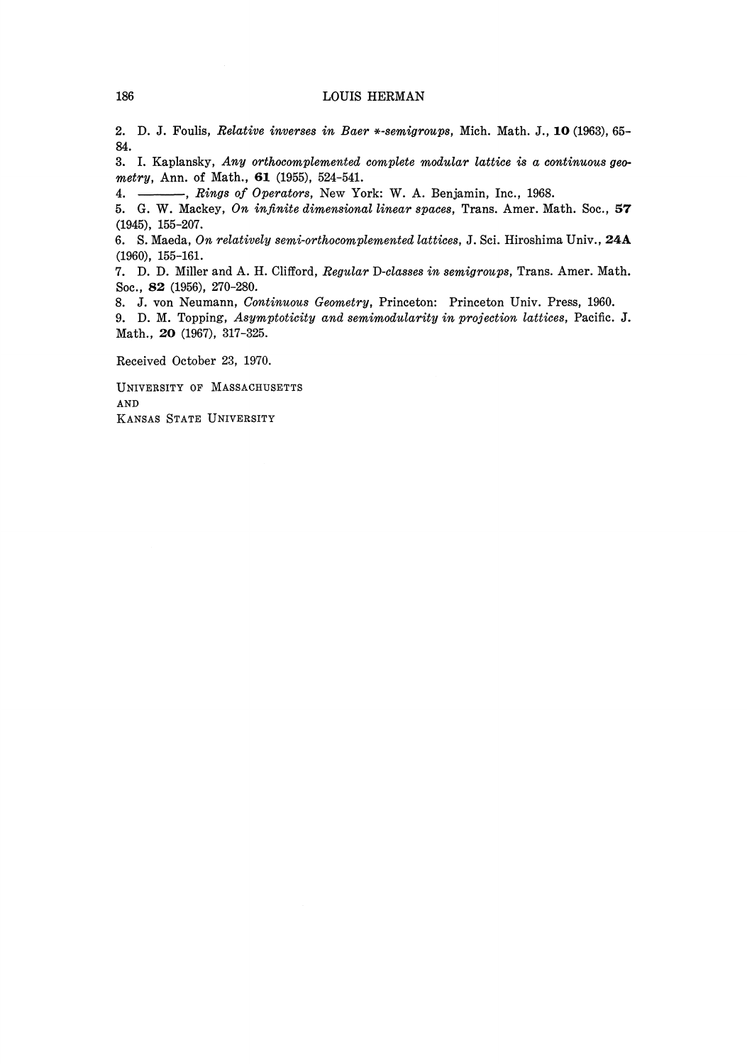2. D. J. Foulis, *Relative inverses in Baer *-semigroups*, Mich. Math. J., **10** (1963), 65-84.

3. I. Kaplansky, *Any orthocomplemented complete modular lattice is a continuous geometry*, Ann. of Math., **61** (1955), 524-541.

4. ———, *Rings of Operators*, New York: W. A. Benjamin, Inc., 1968.

5. G. W. Mackey, *On infinite dimensional linear spaces*, Trans. Amer. Math. Soc., **57** (1945), 155-207.

6. S. Maeda, *On relatively semi-orthocomplemented lattices*, J. Sci. Hiroshima Univ., **24A** (1960), 155-161.

7. D. D. Miller and A. H. Clifford, *Regular D-classes in semigroups*, Trans. Amer. Math. Soc., **82** (1956), 270-280.

8. J. von Neumann, *Continuous Geometry*, Princeton: Princeton Univ. Press, 1960.

9. D. M. Topping, *Asymptoticity and semimodularity in projection lattices*, Pacific. J. Math., **20** (1967), 317-325.

Received October 23, 1970.

UNIVERSITY OF MASSACHUSETTS
AND
KANSAS STATE UNIVERSITY